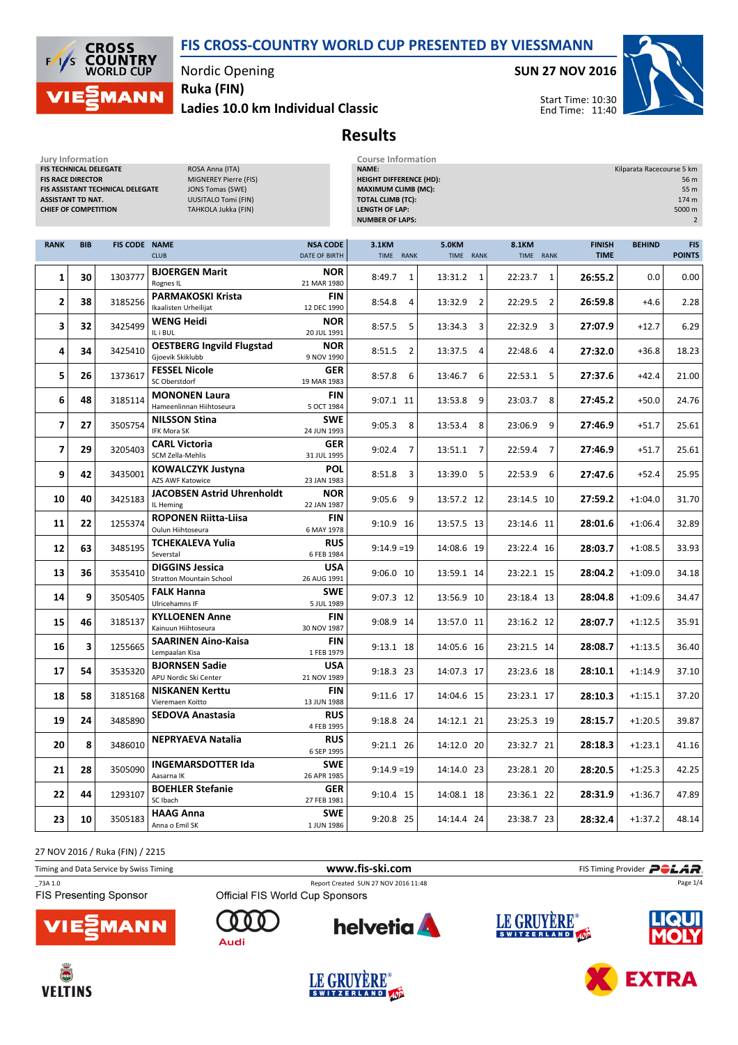# FIS CROSS-COUNTRY WORLD CUP PRESENTED BY VIESSMANN

Nordic Opening

**Ruka (FIN)**

**Ladies 10.0 km Individual Classic**

**SUN 27 NOV 2016**

Start Time: 10:30
End Time: 11:40

## Results

| Jury Information | |
|---|---|
| FIS TECHNICAL DELEGATE | ROSA Anna (ITA) |
| FIS RACE DIRECTOR | MIGNEREY Pierre (FIS) |
| FIS ASSISTANT TECHNICAL DELEGATE | JONS Tomas (SWE) |
| ASSISTANT TD NAT. | UUSITALO Tomi (FIN) |
| CHIEF OF COMPETITION | TAHKOLA Jukka (FIN) |

| Course Information | |
|---|---|
| NAME: | Kilparata Racecourse 5 km |
| HEIGHT DIFFERENCE (HD): | 56 m |
| MAXIMUM CLIMB (MC): | 55 m |
| TOTAL CLIMB (TC): | 174 m |
| LENGTH OF LAP: | 5000 m |
| NUMBER OF LAPS: | 2 |

| RANK | BIB | FIS CODE | NAME / CLUB | NSA CODE / DATE OF BIRTH | 3.1KM TIME | RANK | 5.0KM TIME | RANK | 8.1KM TIME | RANK | FINISH TIME | BEHIND | FIS POINTS |
|---|---|---|---|---|---|---|---|---|---|---|---|---|---|
| 1 | 30 | 1303777 | **BJOERGEN Marit** Rognes IL | **NOR** 21 MAR 1980 | 8:49.7 | 1 | 13:31.2 | 1 | 22:23.7 | 1 | **26:55.2** | 0.0 | 0.00 |
| 2 | 38 | 3185256 | **PARMAKOSKI Krista** Ikaalisten Urheilijat | **FIN** 12 DEC 1990 | 8:54.8 | 4 | 13:32.9 | 2 | 22:29.5 | 2 | **26:59.8** | +4.6 | 2.28 |
| 3 | 32 | 3425499 | **WENG Heidi** IL i BUL | **NOR** 20 JUL 1991 | 8:57.5 | 5 | 13:34.3 | 3 | 22:32.9 | 3 | **27:07.9** | +12.7 | 6.29 |
| 4 | 34 | 3425410 | **OESTBERG Ingvild Flugstad** Gjoevik Skiklubb | **NOR** 9 NOV 1990 | 8:51.5 | 2 | 13:37.5 | 4 | 22:48.6 | 4 | **27:32.0** | +36.8 | 18.23 |
| 5 | 26 | 1373617 | **FESSEL Nicole** SC Oberstdorf | **GER** 19 MAR 1983 | 8:57.8 | 6 | 13:46.7 | 6 | 22:53.1 | 5 | **27:37.6** | +42.4 | 21.00 |
| 6 | 48 | 3185114 | **MONONEN Laura** Hameenlinnan Hiihtoseura | **FIN** 5 OCT 1984 | 9:07.1 | 11 | 13:53.8 | 9 | 23:03.7 | 8 | **27:45.2** | +50.0 | 24.76 |
| 7 | 27 | 3505754 | **NILSSON Stina** IFK Mora SK | **SWE** 24 JUN 1993 | 9:05.3 | 8 | 13:53.4 | 8 | 23:06.9 | 9 | **27:46.9** | +51.7 | 25.61 |
| 7 | 29 | 3205403 | **CARL Victoria** SCM Zella-Mehlis | **GER** 31 JUL 1995 | 9:02.4 | 7 | 13:51.1 | 7 | 22:59.4 | 7 | **27:46.9** | +51.7 | 25.61 |
| 9 | 42 | 3435001 | **KOWALCZYK Justyna** AZS AWF Katowice | **POL** 23 JAN 1983 | 8:51.8 | 3 | 13:39.0 | 5 | 22:53.9 | 6 | **27:47.6** | +52.4 | 25.95 |
| 10 | 40 | 3425183 | **JACOBSEN Astrid Uhrenholdt** IL Heming | **NOR** 22 JAN 1987 | 9:05.6 | 9 | 13:57.2 | 12 | 23:14.5 | 10 | **27:59.2** | +1:04.0 | 31.70 |
| 11 | 22 | 1255374 | **ROPONEN Riitta-Liisa** Oulun Hiihtoseura | **FIN** 6 MAY 1978 | 9:10.9 | 16 | 13:57.5 | 13 | 23:14.6 | 11 | **28:01.6** | +1:06.4 | 32.89 |
| 12 | 63 | 3485195 | **TCHEKALEVA Yulia** Severstal | **RUS** 6 FEB 1984 | 9:14.9 | =19 | 14:08.6 | 19 | 23:22.4 | 16 | **28:03.7** | +1:08.5 | 33.93 |
| 13 | 36 | 3535410 | **DIGGINS Jessica** Stratton Mountain School | **USA** 26 AUG 1991 | 9:06.0 | 10 | 13:59.1 | 14 | 23:22.1 | 15 | **28:04.2** | +1:09.0 | 34.18 |
| 14 | 9 | 3505405 | **FALK Hanna** Ulricehamns IF | **SWE** 5 JUL 1989 | 9:07.3 | 12 | 13:56.9 | 10 | 23:18.4 | 13 | **28:04.8** | +1:09.6 | 34.47 |
| 15 | 46 | 3185137 | **KYLLOENEN Anne** Kainuun Hiihtoseura | **FIN** 30 NOV 1987 | 9:08.9 | 14 | 13:57.0 | 11 | 23:16.2 | 12 | **28:07.7** | +1:12.5 | 35.91 |
| 16 | 3 | 1255665 | **SAARINEN Aino-Kaisa** Lempaalan Kisa | **FIN** 1 FEB 1979 | 9:13.1 | 18 | 14:05.6 | 16 | 23:21.5 | 14 | **28:08.7** | +1:13.5 | 36.40 |
| 17 | 54 | 3535320 | **BJORNSEN Sadie** APU Nordic Ski Center | **USA** 21 NOV 1989 | 9:18.3 | 23 | 14:07.3 | 17 | 23:23.6 | 18 | **28:10.1** | +1:14.9 | 37.10 |
| 18 | 58 | 3185168 | **NISKANEN Kerttu** Vieremaen Koitto | **FIN** 13 JUN 1988 | 9:11.6 | 17 | 14:04.6 | 15 | 23:23.1 | 17 | **28:10.3** | +1:15.1 | 37.20 |
| 19 | 24 | 3485890 | **SEDOVA Anastasia** | **RUS** 4 FEB 1995 | 9:18.8 | 24 | 14:12.1 | 21 | 23:25.3 | 19 | **28:15.7** | +1:20.5 | 39.87 |
| 20 | 8 | 3486010 | **NEPRYAEVA Natalia** | **RUS** 6 SEP 1995 | 9:21.1 | 26 | 14:12.0 | 20 | 23:32.7 | 21 | **28:18.3** | +1:23.1 | 41.16 |
| 21 | 28 | 3505090 | **INGEMARSDOTTER Ida** Aasarna IK | **SWE** 26 APR 1985 | 9:14.9 | =19 | 14:14.0 | 23 | 23:28.1 | 20 | **28:20.5** | +1:25.3 | 42.25 |
| 22 | 44 | 1293107 | **BOEHLER Stefanie** SC Ibach | **GER** 27 FEB 1981 | 9:10.4 | 15 | 14:08.1 | 18 | 23:36.1 | 22 | **28:31.9** | +1:36.7 | 47.89 |
| 23 | 10 | 3505183 | **HAAG Anna** Anna o Emil SK | **SWE** 1 JUN 1986 | 9:20.8 | 25 | 14:14.4 | 24 | 23:38.7 | 23 | **28:32.4** | +1:37.2 | 48.14 |

27 NOV 2016 / Ruka (FIN) / 2215

Timing and Data Service by Swiss Timing — www.fis-ski.com — FIS Timing Provider POLAR

_73A 1.0 — Report Created SUN 27 NOV 2016 11:48

FIS Presenting Sponsor: VIESSMANN

Official FIS World Cup Sponsors: Audi, helvetia, LE GRUYÈRE SWITZERLAND AOP, LIQUI MOLY, VELTINS, EXTRA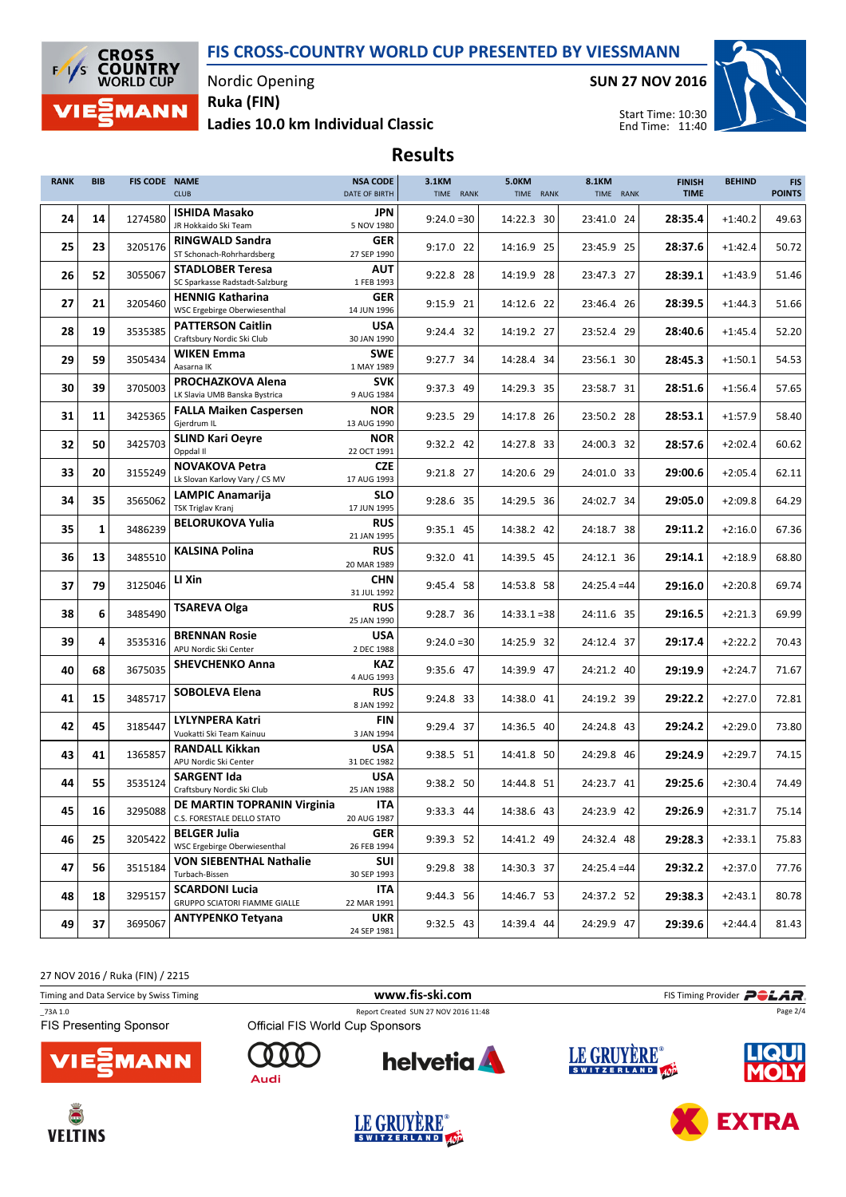# FIS CROSS-COUNTRY WORLD CUP PRESENTED BY VIESSMANN

Nordic Opening

**SUN 27 NOV 2016**

**Ruka (FIN)**

**Ladies 10.0 km Individual Classic**

Start Time: 10:30
End Time: 11:40

## Results

| RANK | BIB | FIS CODE | NAME / CLUB | NSA CODE / DATE OF BIRTH | 3.1KM TIME RANK | 5.0KM TIME RANK | 8.1KM TIME RANK | FINISH TIME | BEHIND | FIS POINTS |
|---|---|---|---|---|---|---|---|---|---|---|
| 24 | 14 | 1274580 | **ISHIDA Masako** JR Hokkaido Ski Team | **JPN** 5 NOV 1980 | 9:24.0 =30 | 14:22.3 30 | 23:41.0 24 | **28:35.4** | +1:40.2 | 49.63 |
| 25 | 23 | 3205176 | **RINGWALD Sandra** ST Schonach-Rohrhardsberg | **GER** 27 SEP 1990 | 9:17.0 22 | 14:16.9 25 | 23:45.9 25 | **28:37.6** | +1:42.4 | 50.72 |
| 26 | 52 | 3055067 | **STADLOBER Teresa** SC Sparkasse Radstadt-Salzburg | **AUT** 1 FEB 1993 | 9:22.8 28 | 14:19.9 28 | 23:47.3 27 | **28:39.1** | +1:43.9 | 51.46 |
| 27 | 21 | 3205460 | **HENNIG Katharina** WSC Ergebirge Oberwiesenthal | **GER** 14 JUN 1996 | 9:15.9 21 | 14:12.6 22 | 23:46.4 26 | **28:39.5** | +1:44.3 | 51.66 |
| 28 | 19 | 3535385 | **PATTERSON Caitlin** Craftsbury Nordic Ski Club | **USA** 30 JAN 1990 | 9:24.4 32 | 14:19.2 27 | 23:52.4 29 | **28:40.6** | +1:45.4 | 52.20 |
| 29 | 59 | 3505434 | **WIKEN Emma** Aasarna IK | **SWE** 1 MAY 1989 | 9:27.7 34 | 14:28.4 34 | 23:56.1 30 | **28:45.3** | +1:50.1 | 54.53 |
| 30 | 39 | 3705003 | **PROCHAZKOVA Alena** LK Slavia UMB Banska Bystrica | **SVK** 9 AUG 1984 | 9:37.3 49 | 14:29.3 35 | 23:58.7 31 | **28:51.6** | +1:56.4 | 57.65 |
| 31 | 11 | 3425365 | **FALLA Maiken Caspersen** Gjerdrum IL | **NOR** 13 AUG 1990 | 9:23.5 29 | 14:17.8 26 | 23:50.2 28 | **28:53.1** | +1:57.9 | 58.40 |
| 32 | 50 | 3425703 | **SLIND Kari Oeyre** Oppdal Il | **NOR** 22 OCT 1991 | 9:32.2 42 | 14:27.8 33 | 24:00.3 32 | **28:57.6** | +2:02.4 | 60.62 |
| 33 | 20 | 3155249 | **NOVAKOVA Petra** Lk Slovan Karlovy Vary / CS MV | **CZE** 17 AUG 1993 | 9:21.8 27 | 14:20.6 29 | 24:01.0 33 | **29:00.6** | +2:05.4 | 62.11 |
| 34 | 35 | 3565062 | **LAMPIC Anamarija** TSK Triglav Kranj | **SLO** 17 JUN 1995 | 9:28.6 35 | 14:29.5 36 | 24:02.7 34 | **29:05.0** | +2:09.8 | 64.29 |
| 35 | 1 | 3486239 | **BELORUKOVA Yulia** | **RUS** 21 JAN 1995 | 9:35.1 45 | 14:38.2 42 | 24:18.7 38 | **29:11.2** | +2:16.0 | 67.36 |
| 36 | 13 | 3485510 | **KALSINA Polina** | **RUS** 20 MAR 1989 | 9:32.0 41 | 14:39.5 45 | 24:12.1 36 | **29:14.1** | +2:18.9 | 68.80 |
| 37 | 79 | 3125046 | **LI Xin** | **CHN** 31 JUL 1992 | 9:45.4 58 | 14:53.8 58 | 24:25.4 =44 | **29:16.0** | +2:20.8 | 69.74 |
| 38 | 6 | 3485490 | **TSAREVA Olga** | **RUS** 25 JAN 1990 | 9:28.7 36 | 14:33.1 =38 | 24:11.6 35 | **29:16.5** | +2:21.3 | 69.99 |
| 39 | 4 | 3535316 | **BRENNAN Rosie** APU Nordic Ski Center | **USA** 2 DEC 1988 | 9:24.0 =30 | 14:25.9 32 | 24:12.4 37 | **29:17.4** | +2:22.2 | 70.43 |
| 40 | 68 | 3675035 | **SHEVCHENKO Anna** | **KAZ** 4 AUG 1993 | 9:35.6 47 | 14:39.9 47 | 24:21.2 40 | **29:19.9** | +2:24.7 | 71.67 |
| 41 | 15 | 3485717 | **SOBOLEVA Elena** | **RUS** 8 JAN 1992 | 9:24.8 33 | 14:38.0 41 | 24:19.2 39 | **29:22.2** | +2:27.0 | 72.81 |
| 42 | 45 | 3185447 | **LYLYNPERA Katri** Vuokatti Ski Team Kainuu | **FIN** 3 JAN 1994 | 9:29.4 37 | 14:36.5 40 | 24:24.8 43 | **29:24.2** | +2:29.0 | 73.80 |
| 43 | 41 | 1365857 | **RANDALL Kikkan** APU Nordic Ski Center | **USA** 31 DEC 1982 | 9:38.5 51 | 14:41.8 50 | 24:29.8 46 | **29:24.9** | +2:29.7 | 74.15 |
| 44 | 55 | 3535124 | **SARGENT Ida** Craftsbury Nordic Ski Club | **USA** 25 JAN 1988 | 9:38.2 50 | 14:44.8 51 | 24:23.7 41 | **29:25.6** | +2:30.4 | 74.49 |
| 45 | 16 | 3295088 | **DE MARTIN TOPRANIN Virginia** C.S. FORESTALE DELLO STATO | **ITA** 20 AUG 1987 | 9:33.3 44 | 14:38.6 43 | 24:23.9 42 | **29:26.9** | +2:31.7 | 75.14 |
| 46 | 25 | 3205422 | **BELGER Julia** WSC Ergebirge Oberwiesenthal | **GER** 26 FEB 1994 | 9:39.3 52 | 14:41.2 49 | 24:32.4 48 | **29:28.3** | +2:33.1 | 75.83 |
| 47 | 56 | 3515184 | **VON SIEBENTHAL Nathalie** Turbach-Bissen | **SUI** 30 SEP 1993 | 9:29.8 38 | 14:30.3 37 | 24:25.4 =44 | **29:32.2** | +2:37.0 | 77.76 |
| 48 | 18 | 3295157 | **SCARDONI Lucia** GRUPPO SCIATORI FIAMME GIALLE | **ITA** 22 MAR 1991 | 9:44.3 56 | 14:46.7 53 | 24:37.2 52 | **29:38.3** | +2:43.1 | 80.78 |
| 49 | 37 | 3695067 | **ANTYPENKO Tetyana** | **UKR** 24 SEP 1981 | 9:32.5 43 | 14:39.4 44 | 24:29.9 47 | **29:39.6** | +2:44.4 | 81.43 |

27 NOV 2016 / Ruka (FIN) / 2215

Timing and Data Service by Swiss Timing | www.fis-ski.com | FIS Timing Provider POLAR

_73A 1.0 | Report Created SUN 27 NOV 2016 11:48

FIS Presenting Sponsor: VIESSMANN

Official FIS World Cup Sponsors: Audi, helvetia, LE GRUYÈRE SWITZERLAND AOP, LIQUI MOLY, VELTINS, EXTRA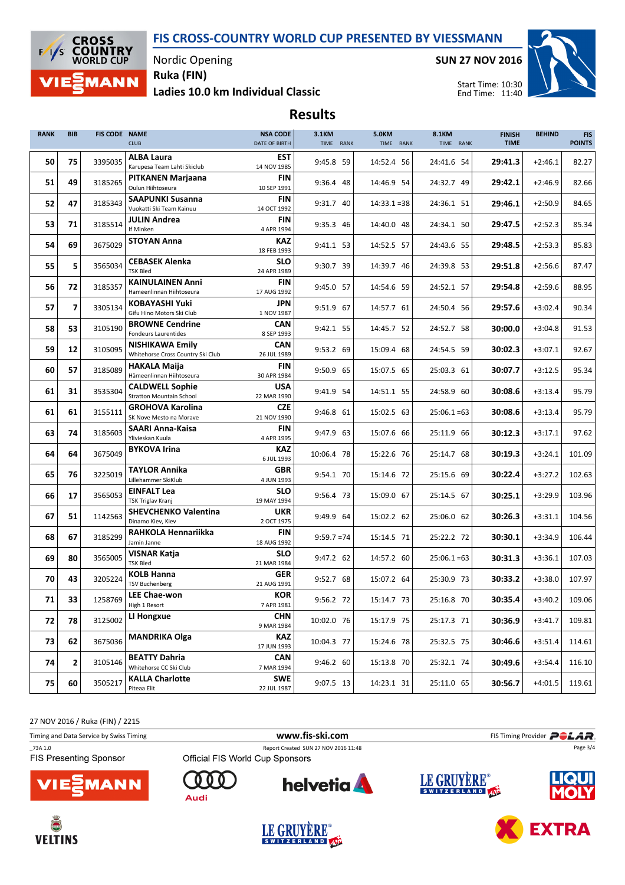# FIS CROSS-COUNTRY WORLD CUP PRESENTED BY VIESSMANN

Nordic Opening
Ruka (FIN)
**Ladies 10.0 km Individual Classic**

**SUN 27 NOV 2016**

Start Time: 10:30
End Time: 11:40

## Results

| RANK | BIB | FIS CODE | NAME / CLUB | NSA CODE / DATE OF BIRTH | 3.1KM TIME | 3.1KM RANK | 5.0KM TIME | 5.0KM RANK | 8.1KM TIME | 8.1KM RANK | FINISH TIME | BEHIND | FIS POINTS |
|---|---|---|---|---|---|---|---|---|---|---|---|---|---|
| 50 | 75 | 3395035 | **ALBA Laura** Karupesa Team Lahti Skiclub | EST 14 NOV 1985 | 9:45.8 | 59 | 14:52.4 | 56 | 24:41.6 | 54 | **29:41.3** | +2:46.1 | 82.27 |
| 51 | 49 | 3185265 | **PITKANEN Marjaana** Oulun Hiihtoseura | FIN 10 SEP 1991 | 9:36.4 | 48 | 14:46.9 | 54 | 24:32.7 | 49 | **29:42.1** | +2:46.9 | 82.66 |
| 52 | 47 | 3185343 | **SAAPUNKI Susanna** Vuokatti Ski Team Kainuu | FIN 14 OCT 1992 | 9:31.7 | 40 | 14:33.1 | =38 | 24:36.1 | 51 | **29:46.1** | +2:50.9 | 84.65 |
| 53 | 71 | 3185514 | **JULIN Andrea** If Minken | FIN 4 APR 1994 | 9:35.3 | 46 | 14:40.0 | 48 | 24:34.1 | 50 | **29:47.5** | +2:52.3 | 85.34 |
| 54 | 69 | 3675029 | **STOYAN Anna** | KAZ 18 FEB 1993 | 9:41.1 | 53 | 14:52.5 | 57 | 24:43.6 | 55 | **29:48.5** | +2:53.3 | 85.83 |
| 55 | 5 | 3565034 | **CEBASEK Alenka** TSK Bled | SLO 24 APR 1989 | 9:30.7 | 39 | 14:39.7 | 46 | 24:39.8 | 53 | **29:51.8** | +2:56.6 | 87.47 |
| 56 | 72 | 3185357 | **KAINULAINEN Anni** Hameenlinnan Hiihtoseura | FIN 17 AUG 1992 | 9:45.0 | 57 | 14:54.6 | 59 | 24:52.1 | 57 | **29:54.8** | +2:59.6 | 88.95 |
| 57 | 7 | 3305134 | **KOBAYASHI Yuki** Gifu Hino Motors Ski Club | JPN 1 NOV 1987 | 9:51.9 | 67 | 14:57.7 | 61 | 24:50.4 | 56 | **29:57.6** | +3:02.4 | 90.34 |
| 58 | 53 | 3105190 | **BROWNE Cendrine** Fondeurs Laurentides | CAN 8 SEP 1993 | 9:42.1 | 55 | 14:45.7 | 52 | 24:52.7 | 58 | **30:00.0** | +3:04.8 | 91.53 |
| 59 | 12 | 3105095 | **NISHIKAWA Emily** Whitehorse Cross Country Ski Club | CAN 26 JUL 1989 | 9:53.2 | 69 | 15:09.4 | 68 | 24:54.5 | 59 | **30:02.3** | +3:07.1 | 92.67 |
| 60 | 57 | 3185089 | **HAKALA Maija** Hämeenlinnan Hiihtoseura | FIN 30 APR 1984 | 9:50.9 | 65 | 15:07.5 | 65 | 25:03.3 | 61 | **30:07.7** | +3:12.5 | 95.34 |
| 61 | 31 | 3535304 | **CALDWELL Sophie** Stratton Mountain School | USA 22 MAR 1990 | 9:41.9 | 54 | 14:51.1 | 55 | 24:58.9 | 60 | **30:08.6** | +3:13.4 | 95.79 |
| 61 | 61 | 3155111 | **GROHOVA Karolina** SK Nove Mesto na Morave | CZE 21 NOV 1990 | 9:46.8 | 61 | 15:02.5 | 63 | 25:06.1 | =63 | **30:08.6** | +3:13.4 | 95.79 |
| 63 | 74 | 3185603 | **SAARI Anna-Kaisa** Ylivieskan Kuula | FIN 4 APR 1995 | 9:47.9 | 63 | 15:07.6 | 66 | 25:11.9 | 66 | **30:12.3** | +3:17.1 | 97.62 |
| 64 | 64 | 3675049 | **BYKOVA Irina** | KAZ 6 JUL 1993 | 10:06.4 | 78 | 15:22.6 | 76 | 25:14.7 | 68 | **30:19.3** | +3:24.1 | 101.09 |
| 65 | 76 | 3225019 | **TAYLOR Annika** Lillehammer SkiKlub | GBR 4 JUN 1993 | 9:54.1 | 70 | 15:14.6 | 72 | 25:15.6 | 69 | **30:22.4** | +3:27.2 | 102.63 |
| 66 | 17 | 3565053 | **EINFALT Lea** TSK Triglav Kranj | SLO 19 MAY 1994 | 9:56.4 | 73 | 15:09.0 | 67 | 25:14.5 | 67 | **30:25.1** | +3:29.9 | 103.96 |
| 67 | 51 | 1142563 | **SHEVCHENKO Valentina** Dinamo Kiev, Kiev | UKR 2 OCT 1975 | 9:49.9 | 64 | 15:02.2 | 62 | 25:06.0 | 62 | **30:26.3** | +3:31.1 | 104.56 |
| 68 | 67 | 3185299 | **RAHKOLA Hennariikka** Jamin Janne | FIN 18 AUG 1992 | 9:59.7 | =74 | 15:14.5 | 71 | 25:22.2 | 72 | **30:30.1** | +3:34.9 | 106.44 |
| 69 | 80 | 3565005 | **VISNAR Katja** TSK Bled | SLO 21 MAR 1984 | 9:47.2 | 62 | 14:57.2 | 60 | 25:06.1 | =63 | **30:31.3** | +3:36.1 | 107.03 |
| 70 | 43 | 3205224 | **KOLB Hanna** TSV Buchenberg | GER 21 AUG 1991 | 9:52.7 | 68 | 15:07.2 | 64 | 25:30.9 | 73 | **30:33.2** | +3:38.0 | 107.97 |
| 71 | 33 | 1258769 | **LEE Chae-won** High 1 Resort | KOR 7 APR 1981 | 9:56.2 | 72 | 15:14.7 | 73 | 25:16.8 | 70 | **30:35.4** | +3:40.2 | 109.06 |
| 72 | 78 | 3125002 | **LI Hongxue** | CHN 9 MAR 1984 | 10:02.0 | 76 | 15:17.9 | 75 | 25:17.3 | 71 | **30:36.9** | +3:41.7 | 109.81 |
| 73 | 62 | 3675036 | **MANDRIKA Olga** | KAZ 17 JUN 1993 | 10:04.3 | 77 | 15:24.6 | 78 | 25:32.5 | 75 | **30:46.6** | +3:51.4 | 114.61 |
| 74 | 2 | 3105146 | **BEATTY Dahria** Whitehorse CC Ski Club | CAN 7 MAR 1994 | 9:46.2 | 60 | 15:13.8 | 70 | 25:32.1 | 74 | **30:49.6** | +3:54.4 | 116.10 |
| 75 | 60 | 3505217 | **KALLA Charlotte** Piteaa Elit | SWE 22 JUL 1987 | 9:07.5 | 13 | 14:23.1 | 31 | 25:11.0 | 65 | **30:56.7** | +4:01.5 | 119.61 |

27 NOV 2016 / Ruka (FIN) / 2215

Timing and Data Service by Swiss Timing | www.fis-ski.com | FIS Timing Provider POLAR

_73A 1.0 | Report Created SUN 27 NOV 2016 11:48

FIS Presenting Sponsor | Official FIS World Cup Sponsors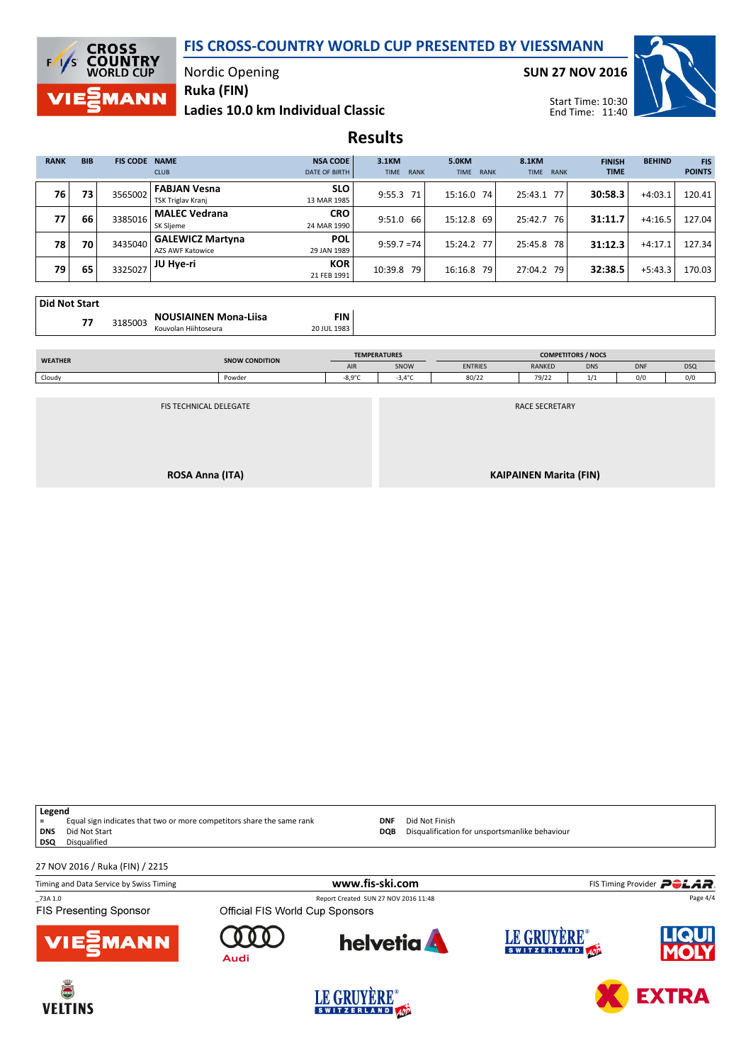# FIS CROSS-COUNTRY WORLD CUP PRESENTED BY VIESSMANN

Nordic Opening

**Ruka (FIN)**

**Ladies 10.0 km Individual Classic**

**SUN 27 NOV 2016**

Start Time: 10:30
End Time: 11:40

## Results

| RANK | BIB | FIS CODE | NAME / CLUB | NSA CODE / DATE OF BIRTH | 3.1KM TIME | 3.1KM RANK | 5.0KM TIME | 5.0KM RANK | 8.1KM TIME | 8.1KM RANK | FINISH TIME | BEHIND | FIS POINTS |
|---|---|---|---|---|---|---|---|---|---|---|---|---|---|
| 76 | 73 | 3565002 | **FABJAN Vesna** TSK Triglav Kranj | **SLO** 13 MAR 1985 | 9:55.3 | 71 | 15:16.0 | 74 | 25:43.1 | 77 | **30:58.3** | +4:03.1 | 120.41 |
| 77 | 66 | 3385016 | **MALEC Vedrana** SK Sljeme | **CRO** 24 MAR 1990 | 9:51.0 | 66 | 15:12.8 | 69 | 25:42.7 | 76 | **31:11.7** | +4:16.5 | 127.04 |
| 78 | 70 | 3435040 | **GALEWICZ Martyna** AZS AWF Katowice | **POL** 29 JAN 1989 | 9:59.7 | =74 | 15:24.2 | 77 | 25:45.8 | 78 | **31:12.3** | +4:17.1 | 127.34 |
| 79 | 65 | 3325027 | **JU Hye-ri** | **KOR** 21 FEB 1991 | 10:39.8 | 79 | 16:16.8 | 79 | 27:04.2 | 79 | **32:38.5** | +5:43.3 | 170.03 |

**Did Not Start**

| BIB | FIS CODE | NAME / CLUB | NSA CODE / DATE OF BIRTH |
|---|---|---|---|
| 77 | 3185003 | **NOUSIAINEN Mona-Liisa** Kouvolan Hiihtoseura | **FIN** 20 JUL 1983 |

| WEATHER | SNOW CONDITION | TEMPERATURES AIR | TEMPERATURES SNOW | ENTRIES | RANKED | DNS | DNF | DSQ |
|---|---|---|---|---|---|---|---|---|
| Cloudy | Powder | -8,9°C | -3,4°C | 80/22 | 79/22 | 1/1 | 0/0 | 0/0 |

| FIS TECHNICAL DELEGATE | RACE SECRETARY |
|---|---|
| **ROSA Anna (ITA)** | **KAIPAINEN Marita (FIN)** |

**Legend**

- **=** Equal sign indicates that two or more competitors share the same rank
- **DNS** Did Not Start
- **DSQ** Disqualified
- **DNF** Did Not Finish
- **DQB** Disqualification for unsportsmanlike behaviour

27 NOV 2016 / Ruka (FIN) / 2215

Timing and Data Service by Swiss Timing — www.fis-ski.com — FIS Timing Provider POLAR

_73A 1.0 — Report Created SUN 27 NOV 2016 11:48

FIS Presenting Sponsor — Official FIS World Cup Sponsors